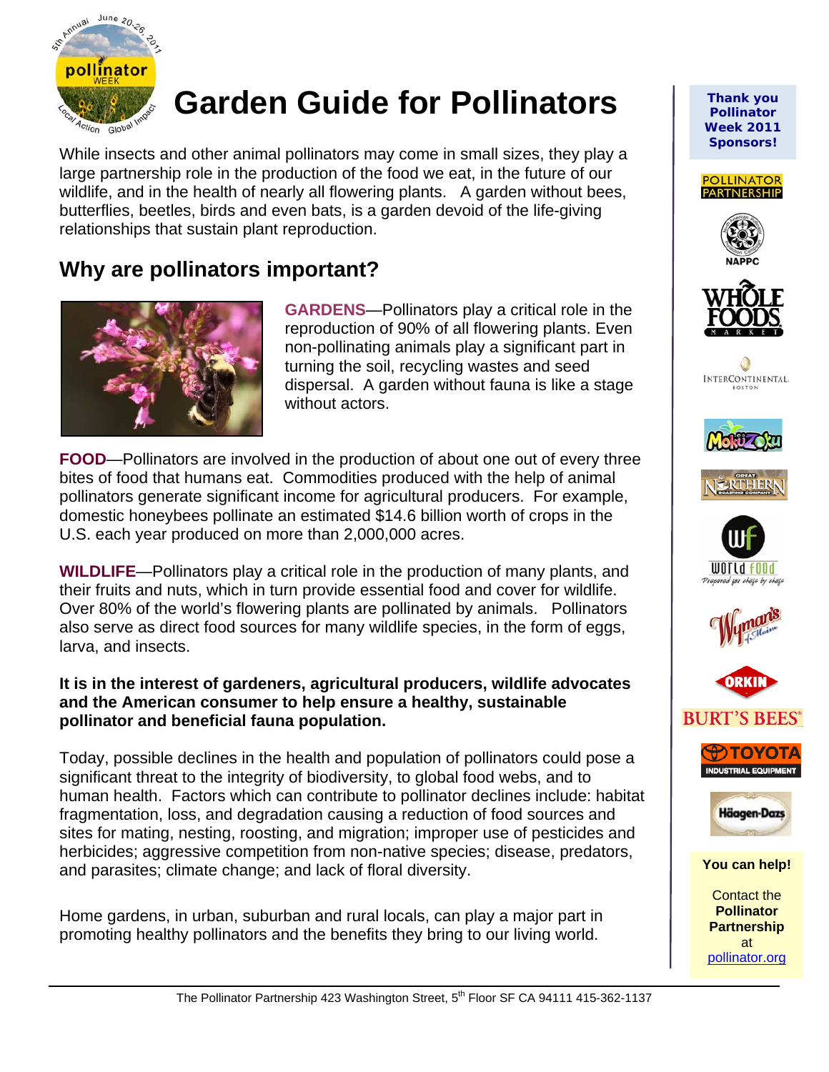# Garden Guide for Pollinators

While insects and other animal pollinators may come in small sizes, they play a large partnership role in the production of the food we eat, in the future of our wildlife, and in the health of nearly all flowering plants. A garden without bees, butterflies, beetles, birds and even bats, is a garden devoid of the life-giving relationships that sustain plant reproduction.

## Why are pollinators important?

**GARDENS**—Pollinators play a critical role in the reproduction of 90% of all flowering plants. Even non-pollinating animals play a significant part in turning the soil, recycling wastes and seed dispersal. A garden without fauna is like a stage without actors.

**FOOD**—Pollinators are involved in the production of about one out of every three bites of food that humans eat. Commodities produced with the help of animal pollinators generate significant income for agricultural producers. For example, domestic honeybees pollinate an estimated $14.6 billion worth of crops in the U.S. each year produced on more than 2,000,000 acres.

**WILDLIFE**—Pollinators play a critical role in the production of many plants, and their fruits and nuts, which in turn provide essential food and cover for wildlife. Over 80% of the world's flowering plants are pollinated by animals. Pollinators also serve as direct food sources for many wildlife species, in the form of eggs, larva, and insects.

**It is in the interest of gardeners, agricultural producers, wildlife advocates and the American consumer to help ensure a healthy, sustainable pollinator and beneficial fauna population.**

Today, possible declines in the health and population of pollinators could pose a significant threat to the integrity of biodiversity, to global food webs, and to human health. Factors which can contribute to pollinator declines include: habitat fragmentation, loss, and degradation causing a reduction of food sources and sites for mating, nesting, roosting, and migration; improper use of pesticides and herbicides; aggressive competition from non-native species; disease, predators, and parasites; climate change; and lack of floral diversity.

Home gardens, in urban, suburban and rural locals, can play a major part in promoting healthy pollinators and the benefits they bring to our living world.

**Thank you Pollinator Week 2011 Sponsors!**

Pollinator Partnership, NAPPC, Whole Foods Market, InterContinental Boston, Mokuzoku, Great Northern Roasting Company, World Food, Wyman's of Maine, Orkin, Burt's Bees, Toyota Industrial Equipment, Häagen-Dazs

**You can help!**

Contact the **Pollinator Partnership** at pollinator.org

The Pollinator Partnership 423 Washington Street, 5th Floor SF CA 94111 415-362-1137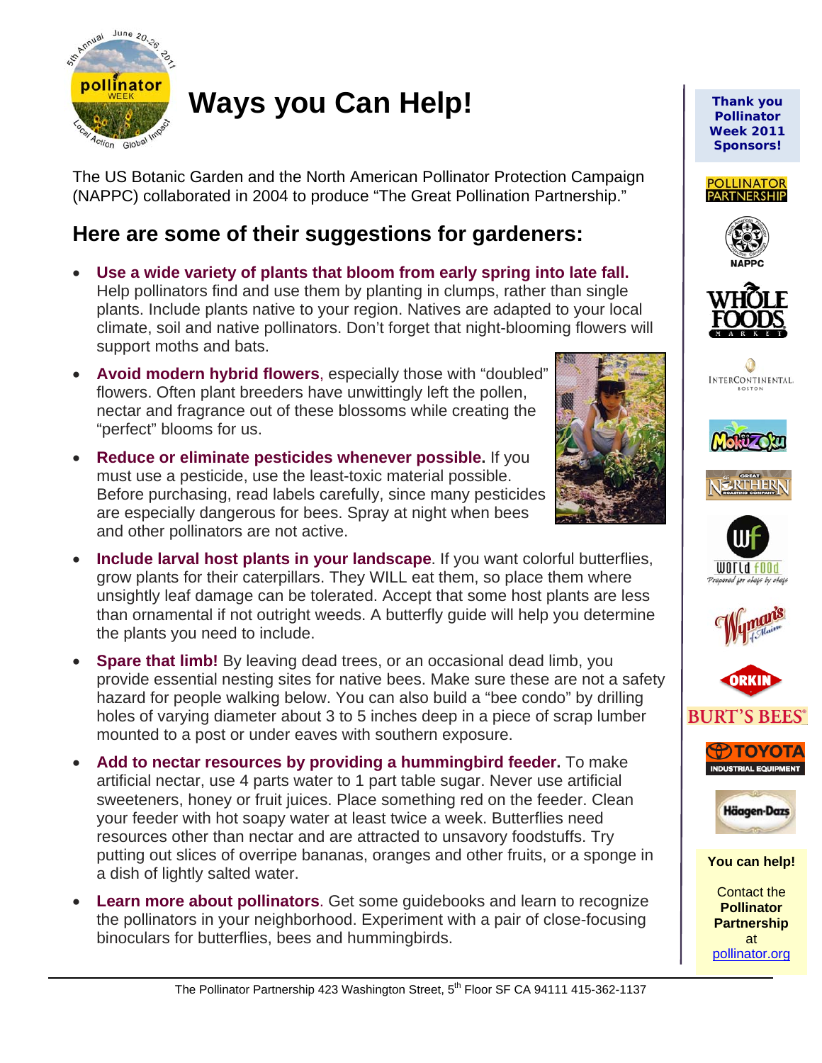# Ways you Can Help!

The US Botanic Garden and the North American Pollinator Protection Campaign (NAPPC) collaborated in 2004 to produce "The Great Pollination Partnership."

## Here are some of their suggestions for gardeners:

- **Use a wide variety of plants that bloom from early spring into late fall.** Help pollinators find and use them by planting in clumps, rather than single plants. Include plants native to your region. Natives are adapted to your local climate, soil and native pollinators. Don't forget that night-blooming flowers will support moths and bats.
- **Avoid modern hybrid flowers**, especially those with "doubled" flowers. Often plant breeders have unwittingly left the pollen, nectar and fragrance out of these blossoms while creating the "perfect" blooms for us.
- **Reduce or eliminate pesticides whenever possible.** If you must use a pesticide, use the least-toxic material possible. Before purchasing, read labels carefully, since many pesticides are especially dangerous for bees. Spray at night when bees and other pollinators are not active.
- **Include larval host plants in your landscape**. If you want colorful butterflies, grow plants for their caterpillars. They WILL eat them, so place them where unsightly leaf damage can be tolerated. Accept that some host plants are less than ornamental if not outright weeds. A butterfly guide will help you determine the plants you need to include.
- **Spare that limb!** By leaving dead trees, or an occasional dead limb, you provide essential nesting sites for native bees. Make sure these are not a safety hazard for people walking below. You can also build a "bee condo" by drilling holes of varying diameter about 3 to 5 inches deep in a piece of scrap lumber mounted to a post or under eaves with southern exposure.
- **Add to nectar resources by providing a hummingbird feeder.** To make artificial nectar, use 4 parts water to 1 part table sugar. Never use artificial sweeteners, honey or fruit juices. Place something red on the feeder. Clean your feeder with hot soapy water at least twice a week. Butterflies need resources other than nectar and are attracted to unsavory foodstuffs. Try putting out slices of overripe bananas, oranges and other fruits, or a sponge in a dish of lightly salted water.
- **Learn more about pollinators**. Get some guidebooks and learn to recognize the pollinators in your neighborhood. Experiment with a pair of close-focusing binoculars for butterflies, bees and hummingbirds.

**Thank you Pollinator Week 2011 Sponsors!**

**You can help!**

Contact the **Pollinator Partnership** at pollinator.org

The Pollinator Partnership 423 Washington Street, 5th Floor SF CA 94111 415-362-1137